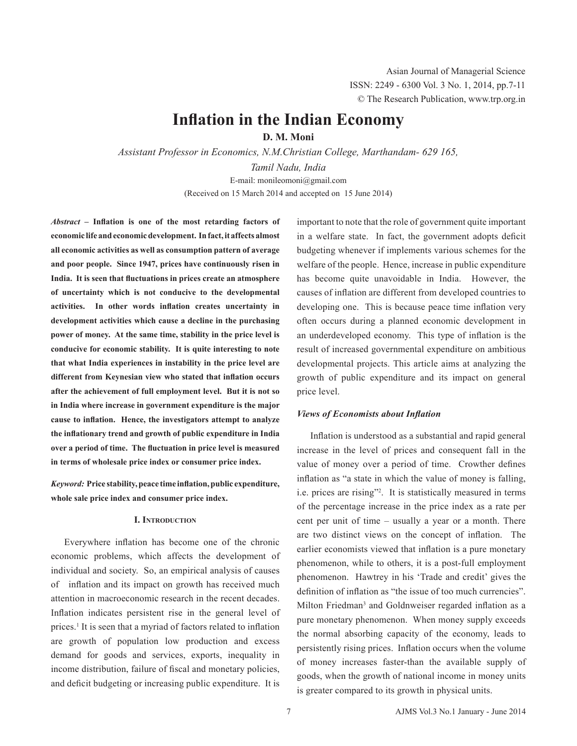# Inflation in the Indian Economy

**D. M. Moni**

*Assistant Professor in Economics, N.M.Christian College, Marthandam- 629 165, Tamil Nadu, India*

E-mail: monileomoni@gmail.com

(Received on 15 March 2014 and accepted on 15 June 2014)

***Abstract* – Inflation is one of the most retarding factors of economic life and economic development. In fact, it affects almost all economic activities as well as consumption pattern of average and poor people. Since 1947, prices have continuously risen in India. It is seen that fluctuations in prices create an atmosphere of uncertainty which is not conducive to the developmental activities. In other words inflation creates uncertainty in development activities which cause a decline in the purchasing power of money. At the same time, stability in the price level is conducive for economic stability. It is quite interesting to note that what India experiences in instability in the price level are different from Keynesian view who stated that inflation occurs after the achievement of full employment level. But it is not so in India where increase in government expenditure is the major cause to inflation. Hence, the investigators attempt to analyze the inflationary trend and growth of public expenditure in India over a period of time. The fluctuation in price level is measured in terms of wholesale price index or consumer price index.**

***Keyword:* Price stability, peace time inflation, public expenditure, whole sale price index and consumer price index.**

## I. Introduction

Everywhere inflation has become one of the chronic economic problems, which affects the development of individual and society. So, an empirical analysis of causes of inflation and its impact on growth has received much attention in macroeconomic research in the recent decades. Inflation indicates persistent rise in the general level of prices.[1] It is seen that a myriad of factors related to inflation are growth of population low production and excess demand for goods and services, exports, inequality in income distribution, failure of fiscal and monetary policies, and deficit budgeting or increasing public expenditure. It is important to note that the role of government quite important in a welfare state. In fact, the government adopts deficit budgeting whenever if implements various schemes for the welfare of the people. Hence, increase in public expenditure has become quite unavoidable in India. However, the causes of inflation are different from developed countries to developing one. This is because peace time inflation very often occurs during a planned economic development in an underdeveloped economy. This type of inflation is the result of increased governmental expenditure on ambitious developmental projects. This article aims at analyzing the growth of public expenditure and its impact on general price level.

### *Views of Economists about Inflation*

Inflation is understood as a substantial and rapid general increase in the level of prices and consequent fall in the value of money over a period of time. Crowther defines inflation as "a state in which the value of money is falling, i.e. prices are rising"[2]. It is statistically measured in terms of the percentage increase in the price index as a rate per cent per unit of time – usually a year or a month. There are two distinct views on the concept of inflation. The earlier economists viewed that inflation is a pure monetary phenomenon, while to others, it is a post-full employment phenomenon. Hawtrey in his 'Trade and credit' gives the definition of inflation as "the issue of too much currencies". Milton Friedman[3] and Goldnweiser regarded inflation as a pure monetary phenomenon. When money supply exceeds the normal absorbing capacity of the economy, leads to persistently rising prices. Inflation occurs when the volume of money increases faster-than the available supply of goods, when the growth of national income in money units is greater compared to its growth in physical units.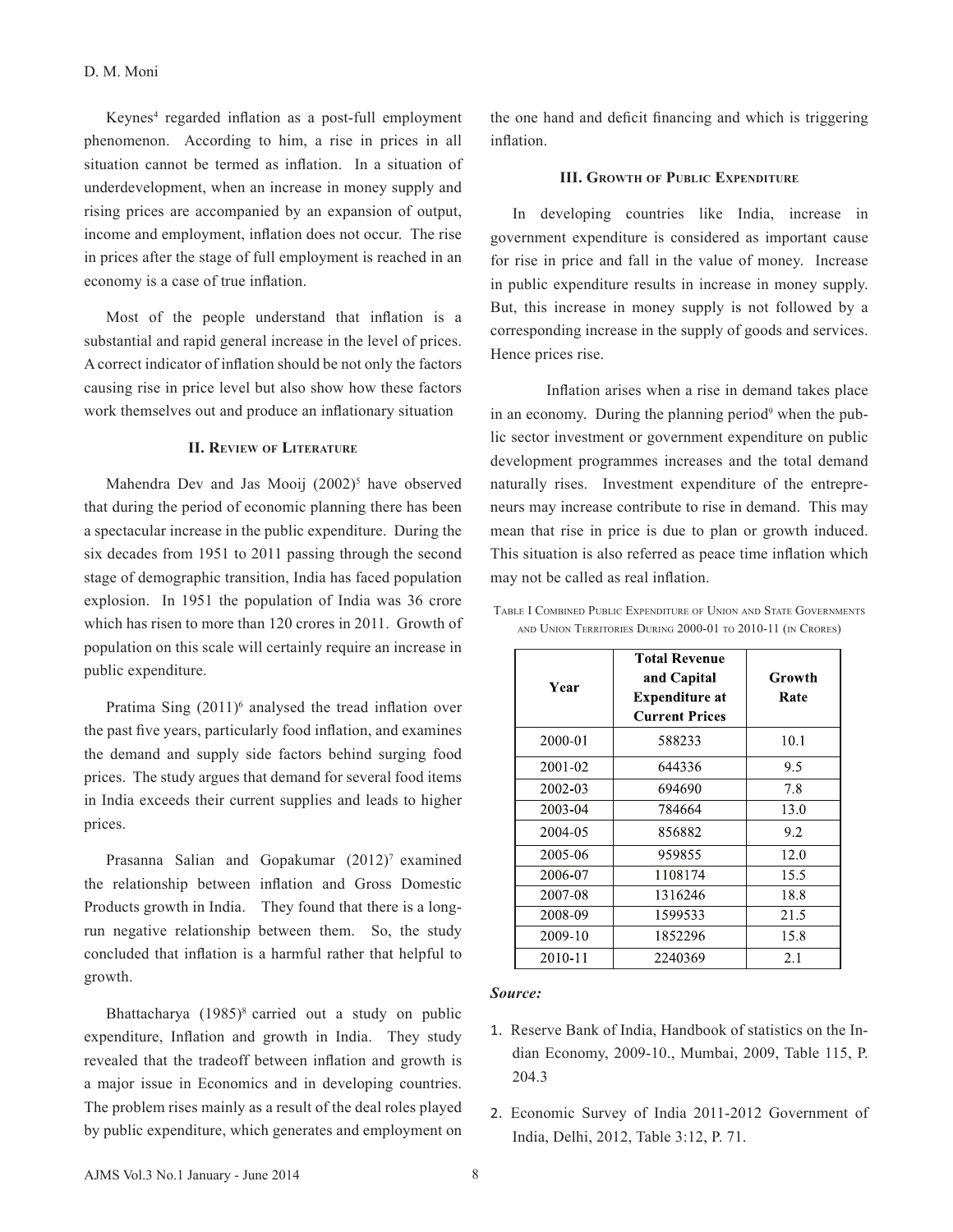Keynes[4] regarded inflation as a post-full employment phenomenon. According to him, a rise in prices in all situation cannot be termed as inflation. In a situation of underdevelopment, when an increase in money supply and rising prices are accompanied by an expansion of output, income and employment, inflation does not occur. The rise in prices after the stage of full employment is reached in an economy is a case of true inflation.

Most of the people understand that inflation is a substantial and rapid general increase in the level of prices. A correct indicator of inflation should be not only the factors causing rise in price level but also show how these factors work themselves out and produce an inflationary situation

## II. Review of Literature

Mahendra Dev and Jas Mooij (2002)[5] have observed that during the period of economic planning there has been a spectacular increase in the public expenditure. During the six decades from 1951 to 2011 passing through the second stage of demographic transition, India has faced population explosion. In 1951 the population of India was 36 crore which has risen to more than 120 crores in 2011. Growth of population on this scale will certainly require an increase in public expenditure.

Pratima Sing (2011)[6] analysed the tread inflation over the past five years, particularly food inflation, and examines the demand and supply side factors behind surging food prices. The study argues that demand for several food items in India exceeds their current supplies and leads to higher prices.

Prasanna Salian and Gopakumar (2012)[7] examined the relationship between inflation and Gross Domestic Products growth in India. They found that there is a long-run negative relationship between them. So, the study concluded that inflation is a harmful rather that helpful to growth.

Bhattacharya (1985)[8] carried out a study on public expenditure, Inflation and growth in India. They study revealed that the tradeoff between inflation and growth is a major issue in Economics and in developing countries. The problem rises mainly as a result of the deal roles played by public expenditure, which generates and employment on the one hand and deficit financing and which is triggering inflation.

## III. Growth of Public Expenditure

In developing countries like India, increase in government expenditure is considered as important cause for rise in price and fall in the value of money. Increase in public expenditure results in increase in money supply. But, this increase in money supply is not followed by a corresponding increase in the supply of goods and services. Hence prices rise.

Inflation arises when a rise in demand takes place in an economy. During the planning period[9] when the public sector investment or government expenditure on public development programmes increases and the total demand naturally rises. Investment expenditure of the entrepreneurs may increase contribute to rise in demand. This may mean that rise in price is due to plan or growth induced. This situation is also referred as peace time inflation which may not be called as real inflation.

Table I Combined Public Expenditure of Union and State Governments and Union Territories During 2000-01 to 2010-11 (in Crores)

| Year | Total Revenue and Capital Expenditure at Current Prices | Growth Rate |
|---|---|---|
| 2000-01 | 588233 | 10.1 |
| 2001-02 | 644336 | 9.5 |
| 2002-03 | 694690 | 7.8 |
| 2003-04 | 784664 | 13.0 |
| 2004-05 | 856882 | 9.2 |
| 2005-06 | 959855 | 12.0 |
| 2006-07 | 1108174 | 15.5 |
| 2007-08 | 1316246 | 18.8 |
| 2008-09 | 1599533 | 21.5 |
| 2009-10 | 1852296 | 15.8 |
| 2010-11 | 2240369 | 2.1 |

***Source:***

1. Reserve Bank of India, Handbook of statistics on the Indian Economy, 2009-10., Mumbai, 2009, Table 115, P. 204.3

2. Economic Survey of India 2011-2012 Government of India, Delhi, 2012, Table 3:12, P. 71.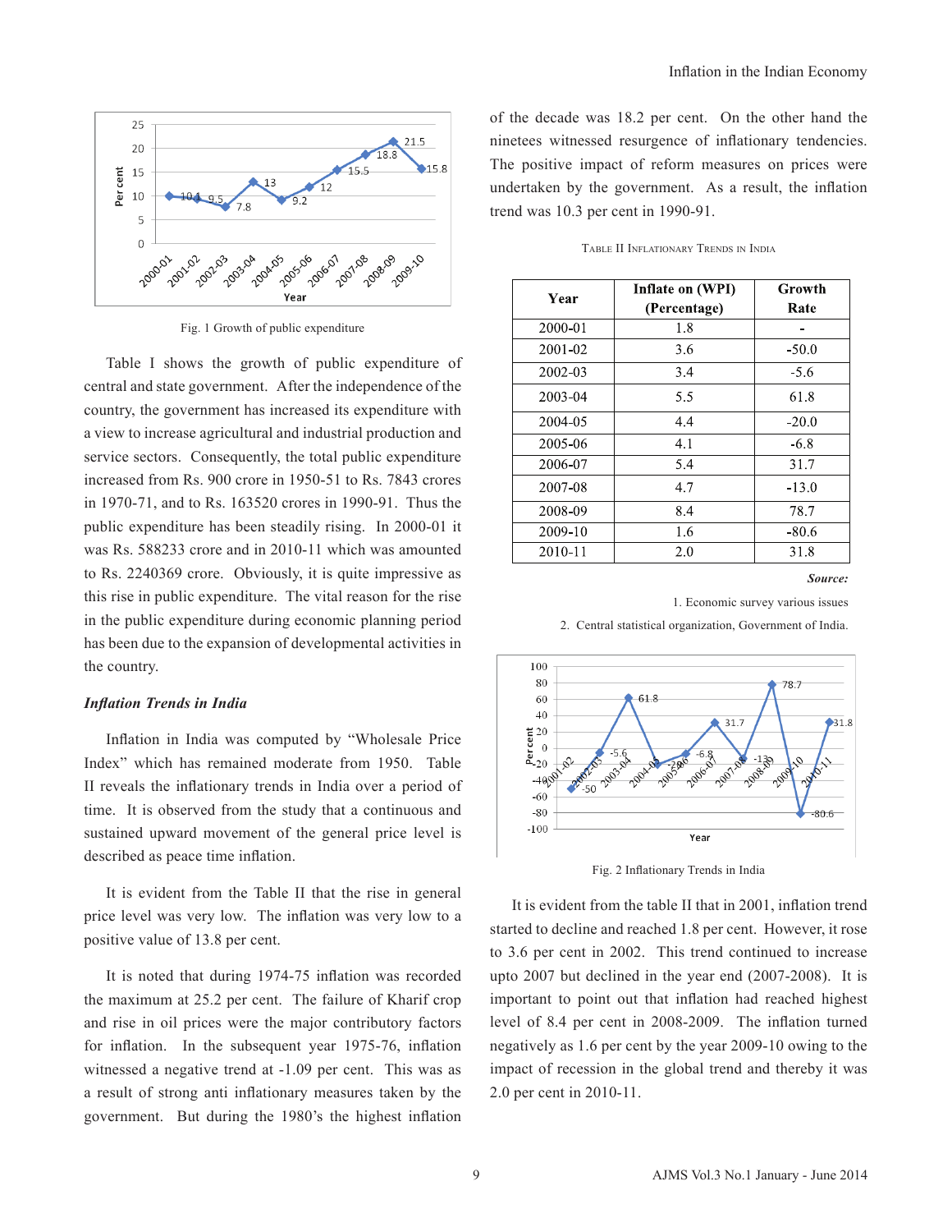Fig. 1 Growth of public expenditure

Table I shows the growth of public expenditure of central and state government. After the independence of the country, the government has increased its expenditure with a view to increase agricultural and industrial production and service sectors. Consequently, the total public expenditure increased from Rs. 900 crore in 1950-51 to Rs. 7843 crores in 1970-71, and to Rs. 163520 crores in 1990-91. Thus the public expenditure has been steadily rising. In 2000-01 it was Rs. 588233 crore and in 2010-11 which was amounted to Rs. 2240369 crore. Obviously, it is quite impressive as this rise in public expenditure. The vital reason for the rise in the public expenditure during economic planning period has been due to the expansion of developmental activities in the country.

### *Inflation Trends in India*

Inflation in India was computed by "Wholesale Price Index" which has remained moderate from 1950. Table II reveals the inflationary trends in India over a period of time. It is observed from the study that a continuous and sustained upward movement of the general price level is described as peace time inflation.

It is evident from the Table II that the rise in general price level was very low. The inflation was very low to a positive value of 13.8 per cent.

It is noted that during 1974-75 inflation was recorded the maximum at 25.2 per cent. The failure of Kharif crop and rise in oil prices were the major contributory factors for inflation. In the subsequent year 1975-76, inflation witnessed a negative trend at -1.09 per cent. This was as a result of strong anti inflationary measures taken by the government. But during the 1980's the highest inflation of the decade was 18.2 per cent. On the other hand the ninetees witnessed resurgence of inflationary tendencies. The positive impact of reform measures on prices were undertaken by the government. As a result, the inflation trend was 10.3 per cent in 1990-91.

TABLE II INFLATIONARY TRENDS IN INDIA

| Year | Inflate on (WPI) (Percentage) | Growth Rate |
|---|---|---|
| 2000-01 | 1.8 | - |
| 2001-02 | 3.6 | -50.0 |
| 2002-03 | 3.4 | -5.6 |
| 2003-04 | 5.5 | 61.8 |
| 2004-05 | 4.4 | -20.0 |
| 2005-06 | 4.1 | -6.8 |
| 2006-07 | 5.4 | 31.7 |
| 2007-08 | 4.7 | -13.0 |
| 2008-09 | 8.4 | 78.7 |
| 2009-10 | 1.6 | -80.6 |
| 2010-11 | 2.0 | 31.8 |

***Source:***

1. Economic survey various issues
2. Central statistical organization, Government of India.

Fig. 2 Inflationary Trends in India

It is evident from the table II that in 2001, inflation trend started to decline and reached 1.8 per cent. However, it rose to 3.6 per cent in 2002. This trend continued to increase upto 2007 but declined in the year end (2007-2008). It is important to point out that inflation had reached highest level of 8.4 per cent in 2008-2009. The inflation turned negatively as 1.6 per cent by the year 2009-10 owing to the impact of recession in the global trend and thereby it was 2.0 per cent in 2010-11.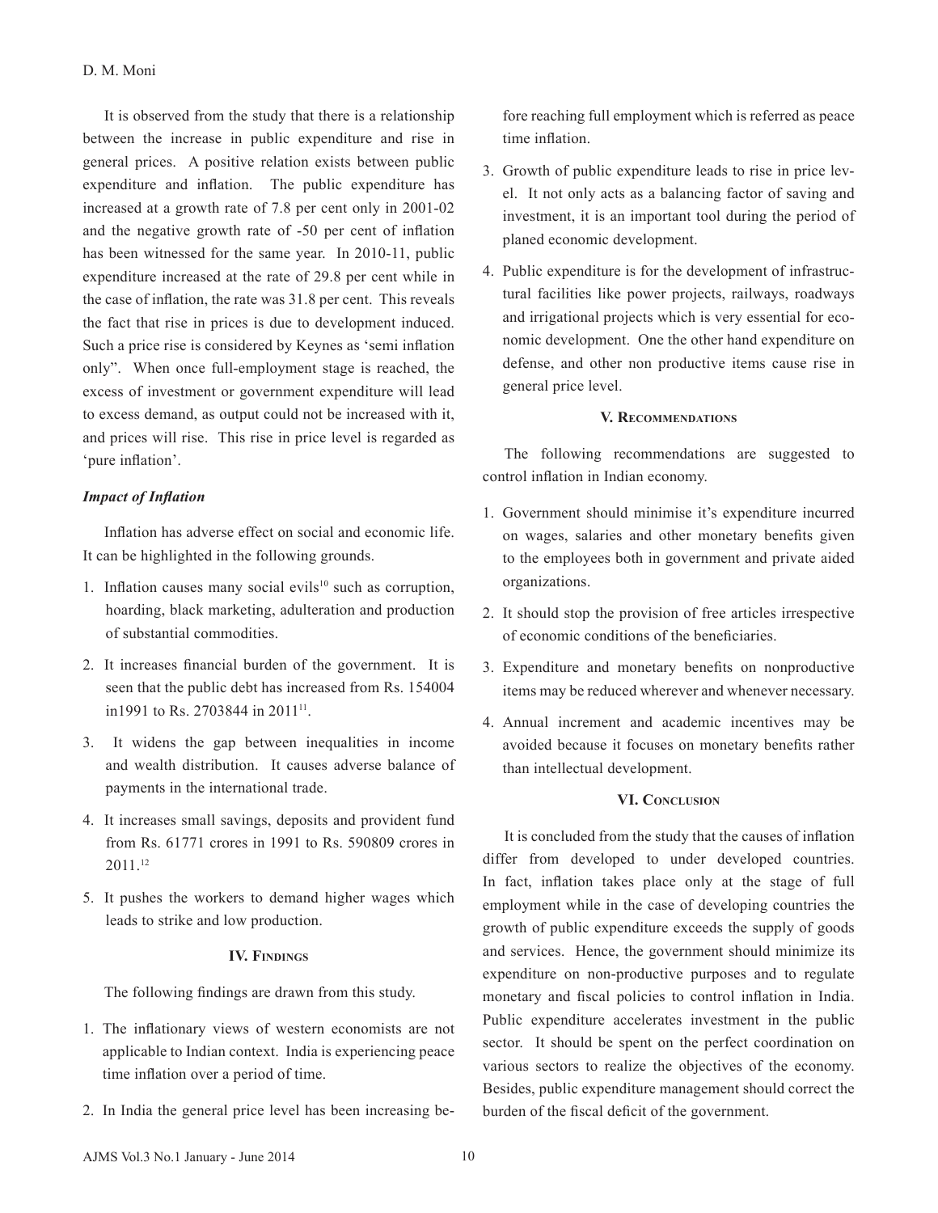It is observed from the study that there is a relationship between the increase in public expenditure and rise in general prices. A positive relation exists between public expenditure and inflation. The public expenditure has increased at a growth rate of 7.8 per cent only in 2001-02 and the negative growth rate of -50 per cent of inflation has been witnessed for the same year. In 2010-11, public expenditure increased at the rate of 29.8 per cent while in the case of inflation, the rate was 31.8 per cent. This reveals the fact that rise in prices is due to development induced. Such a price rise is considered by Keynes as 'semi inflation only". When once full-employment stage is reached, the excess of investment or government expenditure will lead to excess demand, as output could not be increased with it, and prices will rise. This rise in price level is regarded as 'pure inflation'.

### *Impact of Inflation*

Inflation has adverse effect on social and economic life. It can be highlighted in the following grounds.

1. Inflation causes many social evils[10] such as corruption, hoarding, black marketing, adulteration and production of substantial commodities.
2. It increases financial burden of the government. It is seen that the public debt has increased from Rs. 154004 in1991 to Rs. 2703844 in 2011[11].
3. It widens the gap between inequalities in income and wealth distribution. It causes adverse balance of payments in the international trade.
4. It increases small savings, deposits and provident fund from Rs. 61771 crores in 1991 to Rs. 590809 crores in 2011.[12]
5. It pushes the workers to demand higher wages which leads to strike and low production.

## IV. Findings

The following findings are drawn from this study.

1. The inflationary views of western economists are not applicable to Indian context. India is experiencing peace time inflation over a period of time.
2. In India the general price level has been increasing before reaching full employment which is referred as peace time inflation.
3. Growth of public expenditure leads to rise in price level. It not only acts as a balancing factor of saving and investment, it is an important tool during the period of planed economic development.
4. Public expenditure is for the development of infrastructural facilities like power projects, railways, roadways and irrigational projects which is very essential for economic development. One the other hand expenditure on defense, and other non productive items cause rise in general price level.

## V. Recommendations

The following recommendations are suggested to control inflation in Indian economy.

1. Government should minimise it's expenditure incurred on wages, salaries and other monetary benefits given to the employees both in government and private aided organizations.
2. It should stop the provision of free articles irrespective of economic conditions of the beneficiaries.
3. Expenditure and monetary benefits on nonproductive items may be reduced wherever and whenever necessary.
4. Annual increment and academic incentives may be avoided because it focuses on monetary benefits rather than intellectual development.

## VI. Conclusion

It is concluded from the study that the causes of inflation differ from developed to under developed countries. In fact, inflation takes place only at the stage of full employment while in the case of developing countries the growth of public expenditure exceeds the supply of goods and services. Hence, the government should minimize its expenditure on non-productive purposes and to regulate monetary and fiscal policies to control inflation in India. Public expenditure accelerates investment in the public sector. It should be spent on the perfect coordination on various sectors to realize the objectives of the economy. Besides, public expenditure management should correct the burden of the fiscal deficit of the government.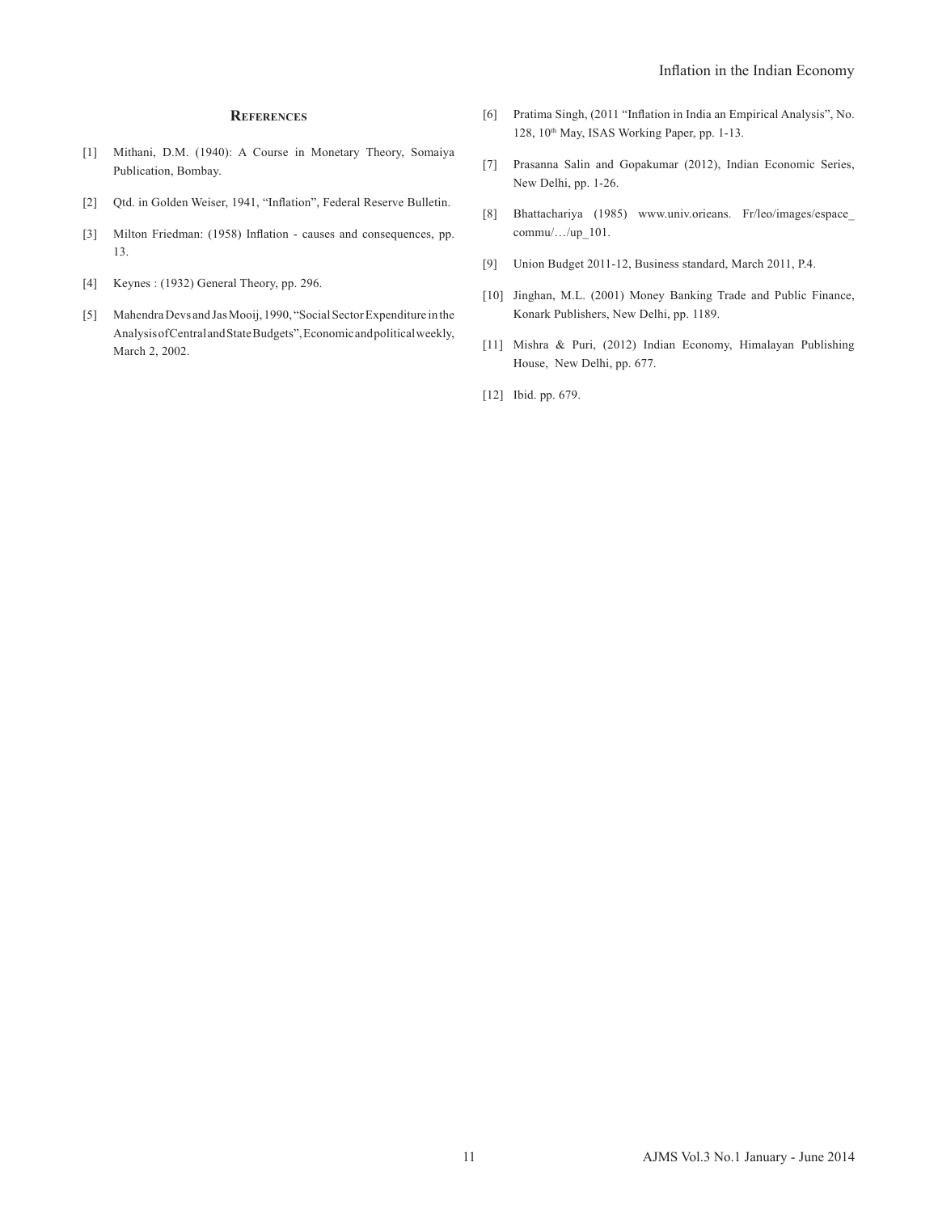## References

[1] Mithani, D.M. (1940): A Course in Monetary Theory, Somaiya Publication, Bombay.

[2] Qtd. in Golden Weiser, 1941, "Inflation", Federal Reserve Bulletin.

[3] Milton Friedman: (1958) Inflation - causes and consequences, pp. 13.

[4] Keynes : (1932) General Theory, pp. 296.

[5] Mahendra Devs and Jas Mooij, 1990, "Social Sector Expenditure in the Analysis of Central and State Budgets", Economic and political weekly, March 2, 2002.

[6] Pratima Singh, (2011 "Inflation in India an Empirical Analysis", No. 128, 10th May, ISAS Working Paper, pp. 1-13.

[7] Prasanna Salin and Gopakumar (2012), Indian Economic Series, New Delhi, pp. 1-26.

[8] Bhattachariya (1985) www.univ.orieans. Fr/leo/images/espace_commu/…/up_101.

[9] Union Budget 2011-12, Business standard, March 2011, P.4.

[10] Jinghan, M.L. (2001) Money Banking Trade and Public Finance, Konark Publishers, New Delhi, pp. 1189.

[11] Mishra & Puri, (2012) Indian Economy, Himalayan Publishing House, New Delhi, pp. 677.

[12] Ibid. pp. 679.